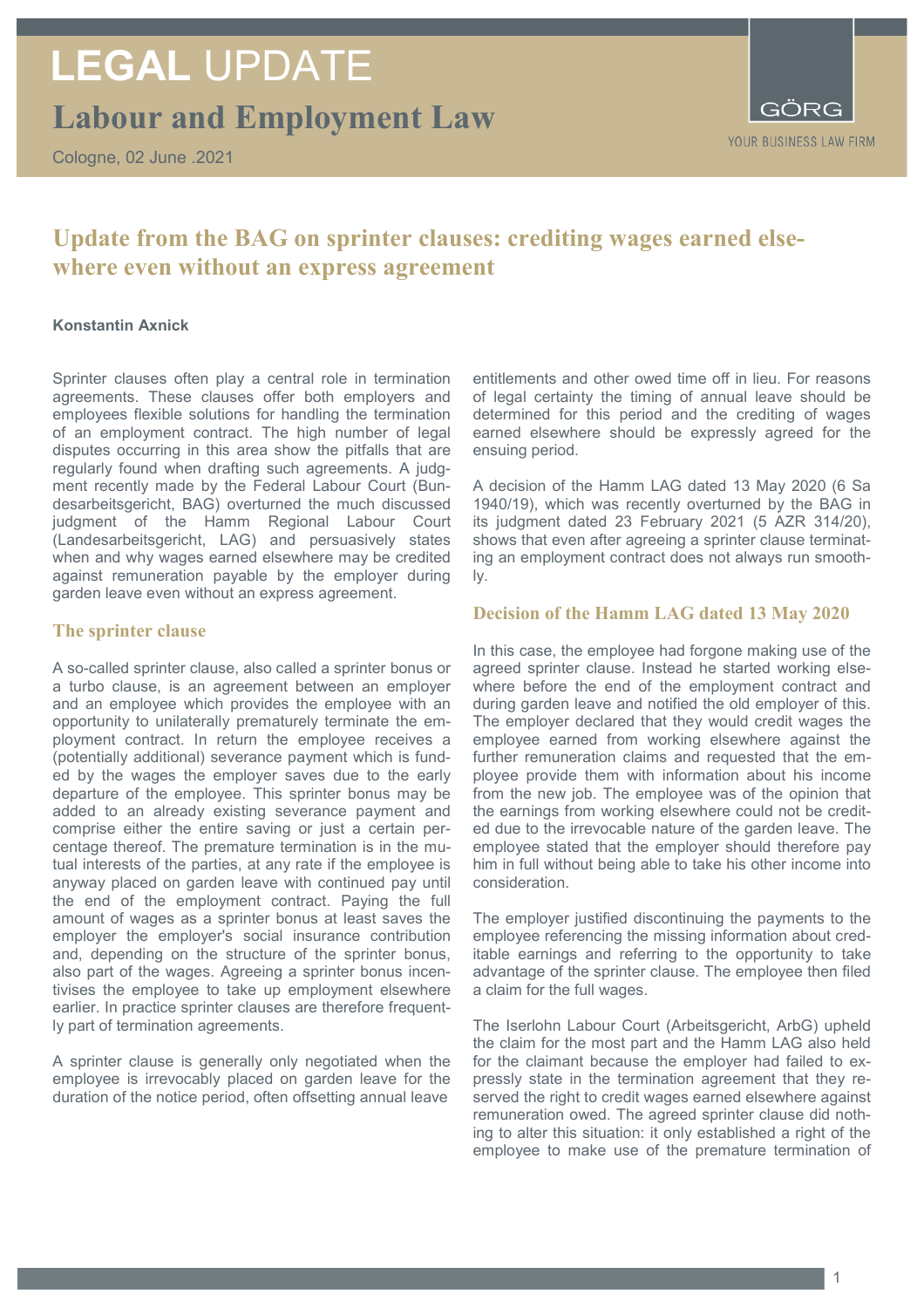# LEGAL UPDATE

## Labour and Employment Law

Cologne, 02 June .2021

GÖRG
YOUR BUSINESS LAW FIRM

## Update from the BAG on sprinter clauses: crediting wages earned elsewhere even without an express agreement

**Konstantin Axnick**

Sprinter clauses often play a central role in termination agreements. These clauses offer both employers and employees flexible solutions for handling the termination of an employment contract. The high number of legal disputes occurring in this area show the pitfalls that are regularly found when drafting such agreements. A judgment recently made by the Federal Labour Court (Bundesarbeitsgericht, BAG) overturned the much discussed judgment of the Hamm Regional Labour Court (Landesarbeitsgericht, LAG) and persuasively states when and why wages earned elsewhere may be credited against remuneration payable by the employer during garden leave even without an express agreement.

### The sprinter clause

A so-called sprinter clause, also called a sprinter bonus or a turbo clause, is an agreement between an employer and an employee which provides the employee with an opportunity to unilaterally prematurely terminate the employment contract. In return the employee receives a (potentially additional) severance payment which is funded by the wages the employer saves due to the early departure of the employee. This sprinter bonus may be added to an already existing severance payment and comprise either the entire saving or just a certain percentage thereof. The premature termination is in the mutual interests of the parties, at any rate if the employee is anyway placed on garden leave with continued pay until the end of the employment contract. Paying the full amount of wages as a sprinter bonus at least saves the employer the employer's social insurance contribution and, depending on the structure of the sprinter bonus, also part of the wages. Agreeing a sprinter bonus incentivises the employee to take up employment elsewhere earlier. In practice sprinter clauses are therefore frequently part of termination agreements.

A sprinter clause is generally only negotiated when the employee is irrevocably placed on garden leave for the duration of the notice period, often offsetting annual leave entitlements and other owed time off in lieu. For reasons of legal certainty the timing of annual leave should be determined for this period and the crediting of wages earned elsewhere should be expressly agreed for the ensuing period.

A decision of the Hamm LAG dated 13 May 2020 (6 Sa 1940/19), which was recently overturned by the BAG in its judgment dated 23 February 2021 (5 AZR 314/20), shows that even after agreeing a sprinter clause terminating an employment contract does not always run smoothly.

### Decision of the Hamm LAG dated 13 May 2020

In this case, the employee had forgone making use of the agreed sprinter clause. Instead he started working elsewhere before the end of the employment contract and during garden leave and notified the old employer of this. The employer declared that they would credit wages the employee earned from working elsewhere against the further remuneration claims and requested that the employee provide them with information about his income from the new job. The employee was of the opinion that the earnings from working elsewhere could not be credited due to the irrevocable nature of the garden leave. The employee stated that the employer should therefore pay him in full without being able to take his other income into consideration.

The employer justified discontinuing the payments to the employee referencing the missing information about creditable earnings and referring to the opportunity to take advantage of the sprinter clause. The employee then filed a claim for the full wages.

The Iserlohn Labour Court (Arbeitsgericht, ArbG) upheld the claim for the most part and the Hamm LAG also held for the claimant because the employer had failed to expressly state in the termination agreement that they reserved the right to credit wages earned elsewhere against remuneration owed. The agreed sprinter clause did nothing to alter this situation: it only established a right of the employee to make use of the premature termination of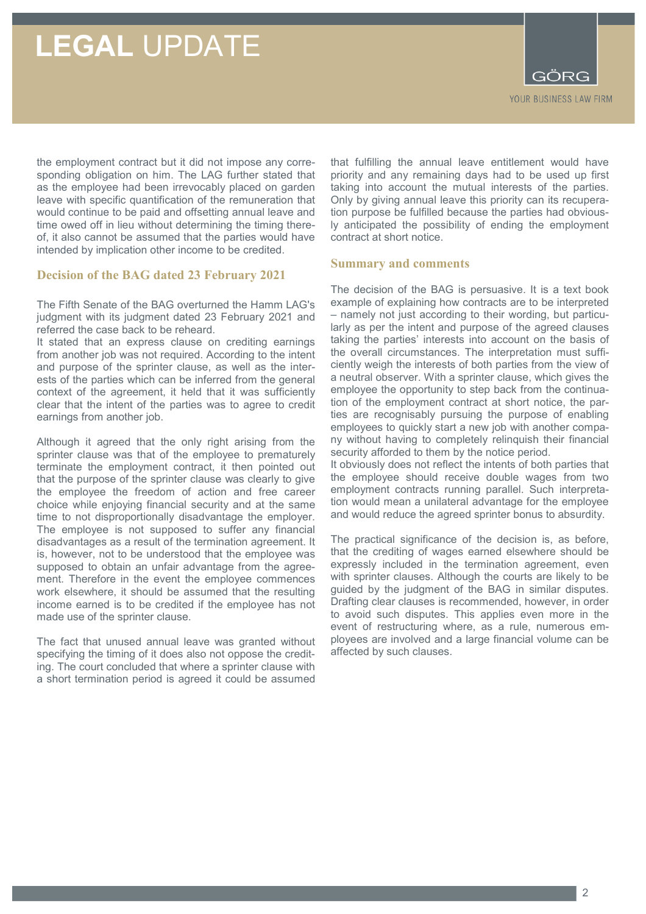the employment contract but it did not impose any corresponding obligation on him. The LAG further stated that as the employee had been irrevocably placed on garden leave with specific quantification of the remuneration that would continue to be paid and offsetting annual leave and time owed off in lieu without determining the timing thereof, it also cannot be assumed that the parties would have intended by implication other income to be credited.

## Decision of the BAG dated 23 February 2021

The Fifth Senate of the BAG overturned the Hamm LAG's judgment with its judgment dated 23 February 2021 and referred the case back to be reheard.

It stated that an express clause on crediting earnings from another job was not required. According to the intent and purpose of the sprinter clause, as well as the interests of the parties which can be inferred from the general context of the agreement, it held that it was sufficiently clear that the intent of the parties was to agree to credit earnings from another job.

Although it agreed that the only right arising from the sprinter clause was that of the employee to prematurely terminate the employment contract, it then pointed out that the purpose of the sprinter clause was clearly to give the employee the freedom of action and free career choice while enjoying financial security and at the same time to not disproportionally disadvantage the employer. The employee is not supposed to suffer any financial disadvantages as a result of the termination agreement. It is, however, not to be understood that the employee was supposed to obtain an unfair advantage from the agreement. Therefore in the event the employee commences work elsewhere, it should be assumed that the resulting income earned is to be credited if the employee has not made use of the sprinter clause.

The fact that unused annual leave was granted without specifying the timing of it does also not oppose the crediting. The court concluded that where a sprinter clause with a short termination period is agreed it could be assumed that fulfilling the annual leave entitlement would have priority and any remaining days had to be used up first taking into account the mutual interests of the parties. Only by giving annual leave this priority can its recuperation purpose be fulfilled because the parties had obviously anticipated the possibility of ending the employment contract at short notice.

## Summary and comments

The decision of the BAG is persuasive. It is a text book example of explaining how contracts are to be interpreted – namely not just according to their wording, but particularly as per the intent and purpose of the agreed clauses taking the parties' interests into account on the basis of the overall circumstances. The interpretation must sufficiently weigh the interests of both parties from the view of a neutral observer. With a sprinter clause, which gives the employee the opportunity to step back from the continuation of the employment contract at short notice, the parties are recognisably pursuing the purpose of enabling employees to quickly start a new job with another company without having to completely relinquish their financial security afforded to them by the notice period.

It obviously does not reflect the intents of both parties that the employee should receive double wages from two employment contracts running parallel. Such interpretation would mean a unilateral advantage for the employee and would reduce the agreed sprinter bonus to absurdity.

The practical significance of the decision is, as before, that the crediting of wages earned elsewhere should be expressly included in the termination agreement, even with sprinter clauses. Although the courts are likely to be guided by the judgment of the BAG in similar disputes. Drafting clear clauses is recommended, however, in order to avoid such disputes. This applies even more in the event of restructuring where, as a rule, numerous employees are involved and a large financial volume can be affected by such clauses.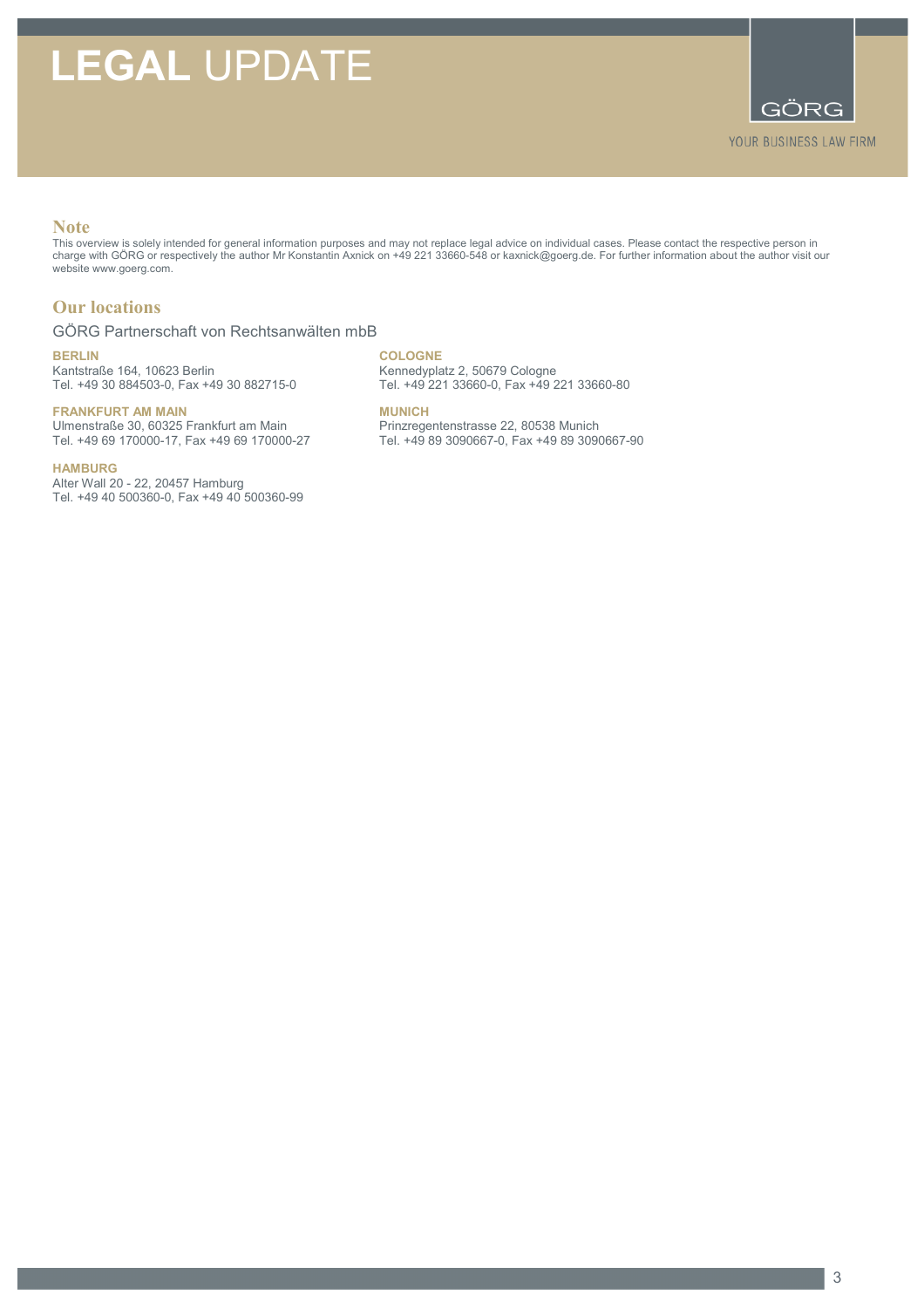## Note

This overview is solely intended for general information purposes and may not replace legal advice on individual cases. Please contact the respective person in charge with GÖRG or respectively the author Mr Konstantin Axnick on +49 221 33660-548 or kaxnick@goerg.de. For further information about the author visit our website www.goerg.com.

## Our locations

GÖRG Partnerschaft von Rechtsanwälten mbB

**BERLIN**
Kantstraße 164, 10623 Berlin
Tel. +49 30 884503-0, Fax +49 30 882715-0

**FRANKFURT AM MAIN**
Ulmenstraße 30, 60325 Frankfurt am Main
Tel. +49 69 170000-17, Fax +49 69 170000-27

**HAMBURG**
Alter Wall 20 - 22, 20457 Hamburg
Tel. +49 40 500360-0, Fax +49 40 500360-99

**COLOGNE**
Kennedyplatz 2, 50679 Cologne
Tel. +49 221 33660-0, Fax +49 221 33660-80

**MUNICH**
Prinzregentenstrasse 22, 80538 Munich
Tel. +49 89 3090667-0, Fax +49 89 3090667-90